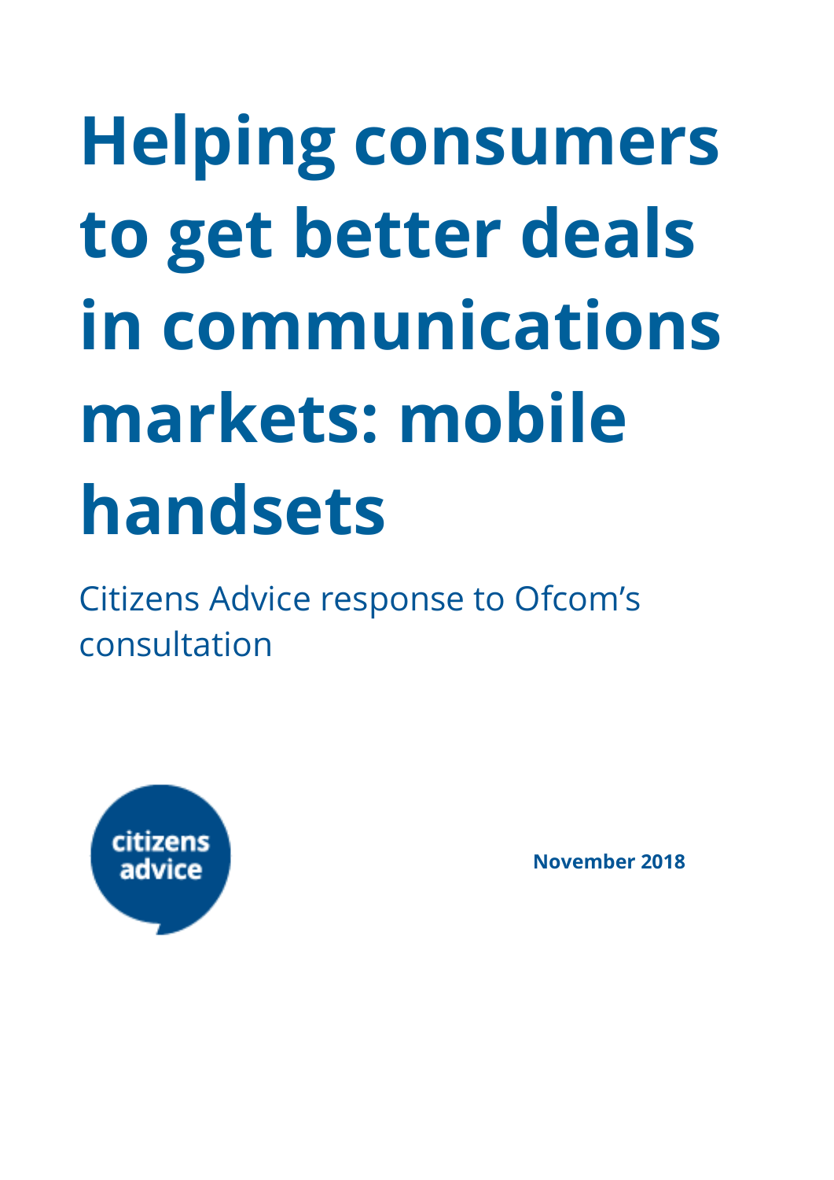# Helping consumers to get better deals in communications markets: mobile handsets

Citizens Advice response to Ofcom's consultation

citizens advice

**November 2018**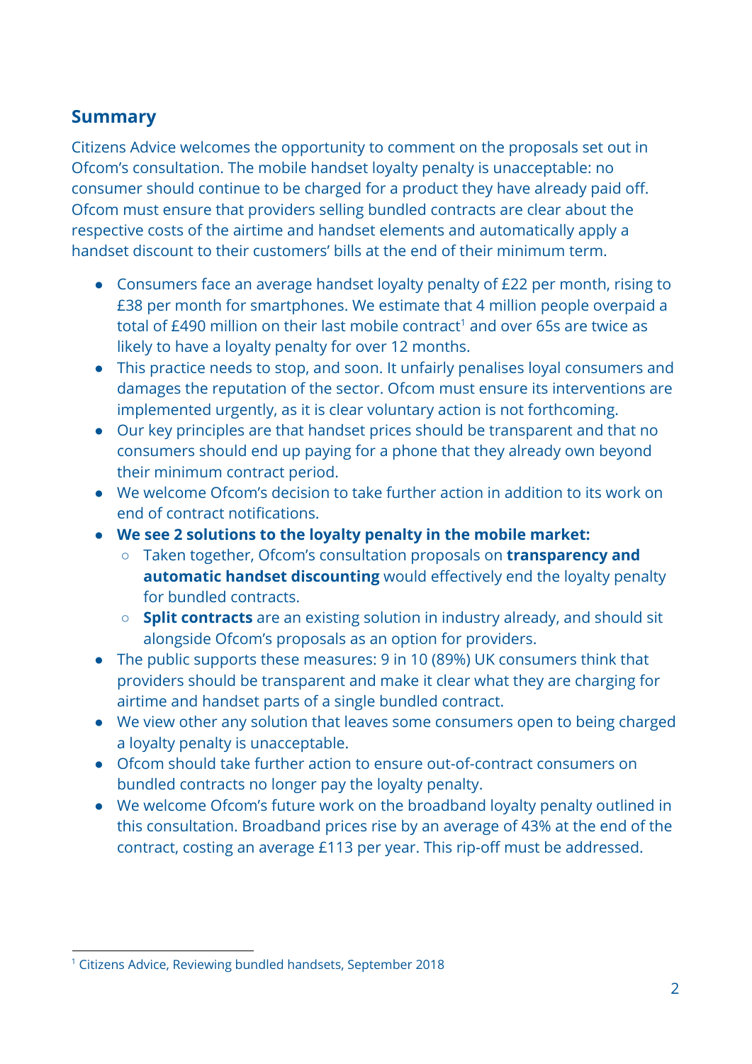## Summary

Citizens Advice welcomes the opportunity to comment on the proposals set out in Ofcom's consultation. The mobile handset loyalty penalty is unacceptable: no consumer should continue to be charged for a product they have already paid off. Ofcom must ensure that providers selling bundled contracts are clear about the respective costs of the airtime and handset elements and automatically apply a handset discount to their customers' bills at the end of their minimum term.

- Consumers face an average handset loyalty penalty of £22 per month, rising to £38 per month for smartphones. We estimate that 4 million people overpaid a total of £490 million on their last mobile contract[1] and over 65s are twice as likely to have a loyalty penalty for over 12 months.
- This practice needs to stop, and soon. It unfairly penalises loyal consumers and damages the reputation of the sector. Ofcom must ensure its interventions are implemented urgently, as it is clear voluntary action is not forthcoming.
- Our key principles are that handset prices should be transparent and that no consumers should end up paying for a phone that they already own beyond their minimum contract period.
- We welcome Ofcom's decision to take further action in addition to its work on end of contract notifications.
- **We see 2 solutions to the loyalty penalty in the mobile market:**
  - Taken together, Ofcom's consultation proposals on **transparency and automatic handset discounting** would effectively end the loyalty penalty for bundled contracts.
  - **Split contracts** are an existing solution in industry already, and should sit alongside Ofcom's proposals as an option for providers.
- The public supports these measures: 9 in 10 (89%) UK consumers think that providers should be transparent and make it clear what they are charging for airtime and handset parts of a single bundled contract.
- We view other any solution that leaves some consumers open to being charged a loyalty penalty is unacceptable.
- Ofcom should take further action to ensure out-of-contract consumers on bundled contracts no longer pay the loyalty penalty.
- We welcome Ofcom's future work on the broadband loyalty penalty outlined in this consultation. Broadband prices rise by an average of 43% at the end of the contract, costing an average £113 per year. This rip-off must be addressed.

[1] Citizens Advice, Reviewing bundled handsets, September 2018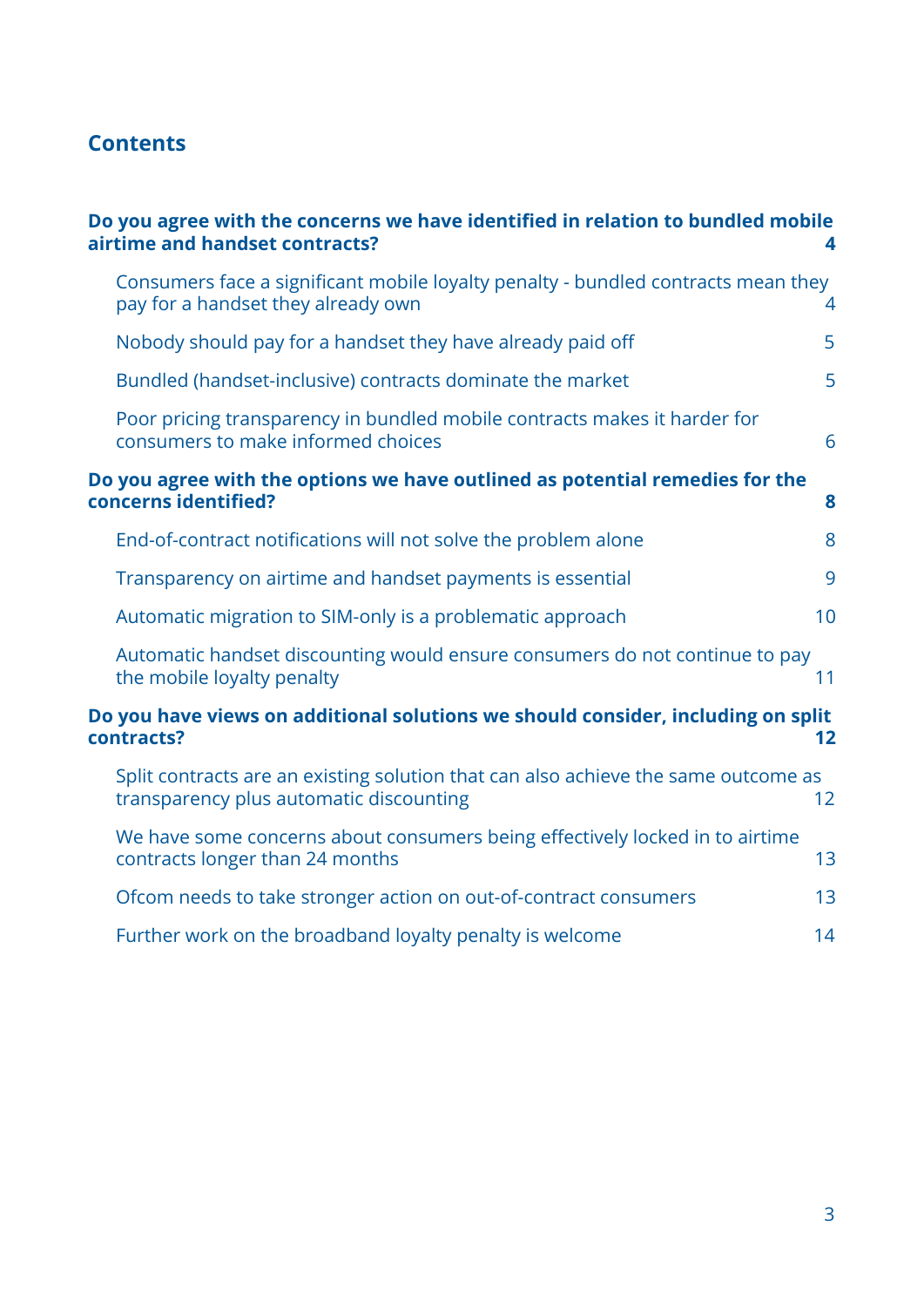## Contents

**Do you agree with the concerns we have identified in relation to bundled mobile airtime and handset contracts?** **4**

- Consumers face a significant mobile loyalty penalty - bundled contracts mean they pay for a handset they already own 4
- Nobody should pay for a handset they have already paid off 5
- Bundled (handset-inclusive) contracts dominate the market 5
- Poor pricing transparency in bundled mobile contracts makes it harder for consumers to make informed choices 6

**Do you agree with the options we have outlined as potential remedies for the concerns identified?** **8**

- End-of-contract notifications will not solve the problem alone 8
- Transparency on airtime and handset payments is essential 9
- Automatic migration to SIM-only is a problematic approach 10
- Automatic handset discounting would ensure consumers do not continue to pay the mobile loyalty penalty 11

**Do you have views on additional solutions we should consider, including on split contracts?** **12**

- Split contracts are an existing solution that can also achieve the same outcome as transparency plus automatic discounting 12
- We have some concerns about consumers being effectively locked in to airtime contracts longer than 24 months 13
- Ofcom needs to take stronger action on out-of-contract consumers 13
- Further work on the broadband loyalty penalty is welcome 14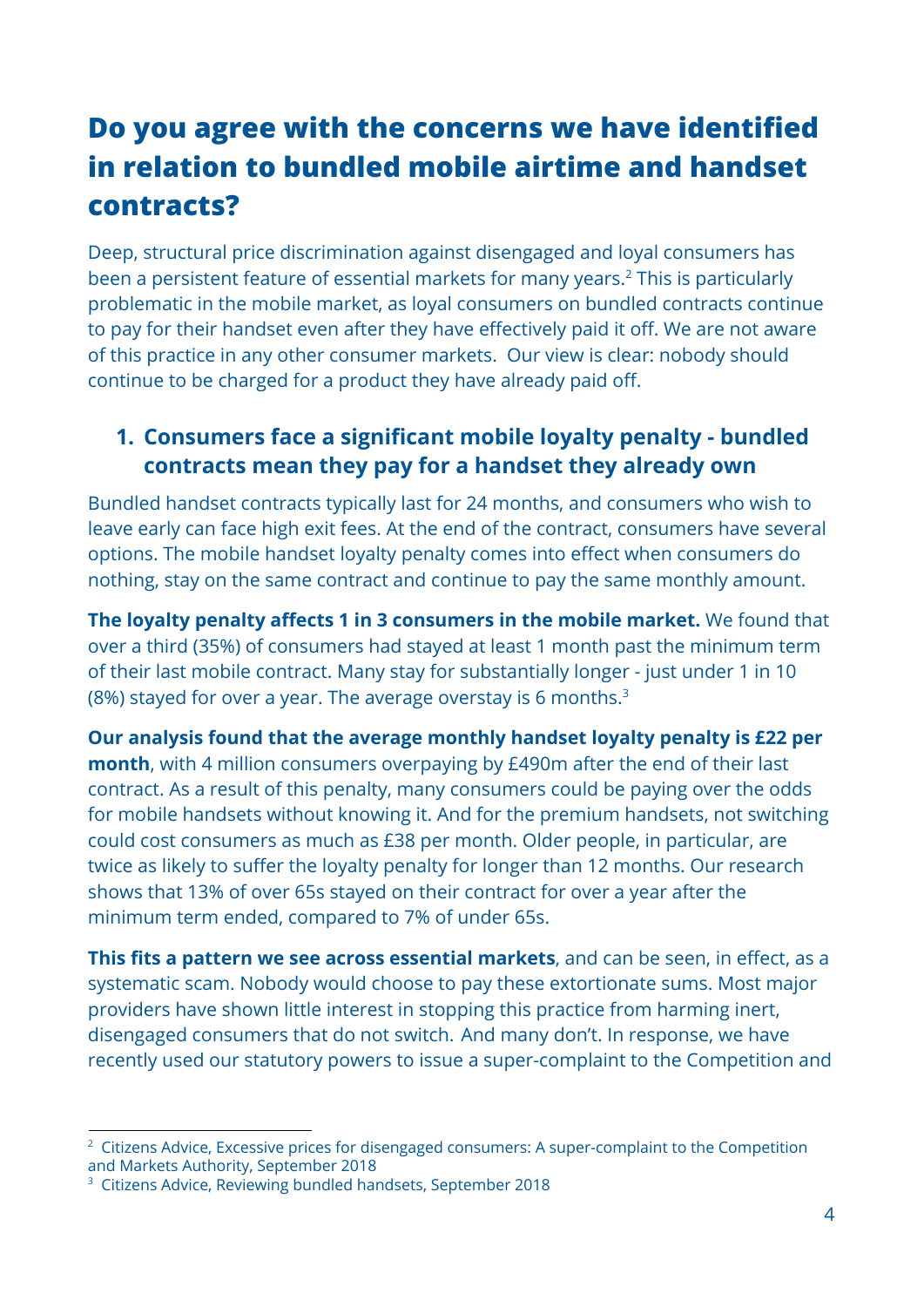# Do you agree with the concerns we have identified in relation to bundled mobile airtime and handset contracts?

Deep, structural price discrimination against disengaged and loyal consumers has been a persistent feature of essential markets for many years.[2] This is particularly problematic in the mobile market, as loyal consumers on bundled contracts continue to pay for their handset even after they have effectively paid it off. We are not aware of this practice in any other consumer markets. Our view is clear: nobody should continue to be charged for a product they have already paid off.

## 1. Consumers face a significant mobile loyalty penalty - bundled contracts mean they pay for a handset they already own

Bundled handset contracts typically last for 24 months, and consumers who wish to leave early can face high exit fees. At the end of the contract, consumers have several options. The mobile handset loyalty penalty comes into effect when consumers do nothing, stay on the same contract and continue to pay the same monthly amount.

**The loyalty penalty affects 1 in 3 consumers in the mobile market.** We found that over a third (35%) of consumers had stayed at least 1 month past the minimum term of their last mobile contract. Many stay for substantially longer - just under 1 in 10 (8%) stayed for over a year. The average overstay is 6 months.[3]

**Our analysis found that the average monthly handset loyalty penalty is £22 per month**, with 4 million consumers overpaying by £490m after the end of their last contract. As a result of this penalty, many consumers could be paying over the odds for mobile handsets without knowing it. And for the premium handsets, not switching could cost consumers as much as £38 per month. Older people, in particular, are twice as likely to suffer the loyalty penalty for longer than 12 months. Our research shows that 13% of over 65s stayed on their contract for over a year after the minimum term ended, compared to 7% of under 65s.

**This fits a pattern we see across essential markets**, and can be seen, in effect, as a systematic scam. Nobody would choose to pay these extortionate sums. Most major providers have shown little interest in stopping this practice from harming inert, disengaged consumers that do not switch. And many don't. In response, we have recently used our statutory powers to issue a super-complaint to the Competition and

---

[2] Citizens Advice, Excessive prices for disengaged consumers: A super-complaint to the Competition and Markets Authority, September 2018

[3] Citizens Advice, Reviewing bundled handsets, September 2018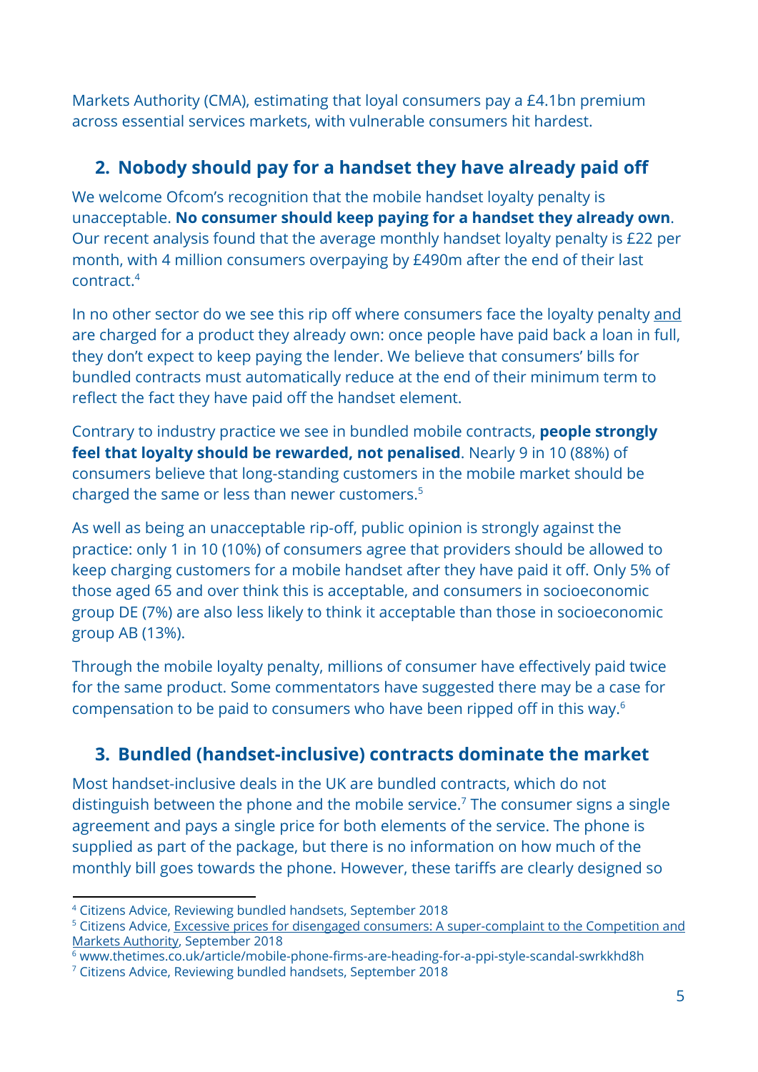Markets Authority (CMA), estimating that loyal consumers pay a £4.1bn premium across essential services markets, with vulnerable consumers hit hardest.

## 2. Nobody should pay for a handset they have already paid off

We welcome Ofcom's recognition that the mobile handset loyalty penalty is unacceptable. **No consumer should keep paying for a handset they already own**. Our recent analysis found that the average monthly handset loyalty penalty is £22 per month, with 4 million consumers overpaying by £490m after the end of their last contract.[4]

In no other sector do we see this rip off where consumers face the loyalty penalty <u>and</u> are charged for a product they already own: once people have paid back a loan in full, they don't expect to keep paying the lender. We believe that consumers' bills for bundled contracts must automatically reduce at the end of their minimum term to reflect the fact they have paid off the handset element.

Contrary to industry practice we see in bundled mobile contracts, **people strongly feel that loyalty should be rewarded, not penalised**. Nearly 9 in 10 (88%) of consumers believe that long-standing customers in the mobile market should be charged the same or less than newer customers.[5]

As well as being an unacceptable rip-off, public opinion is strongly against the practice: only 1 in 10 (10%) of consumers agree that providers should be allowed to keep charging customers for a mobile handset after they have paid it off. Only 5% of those aged 65 and over think this is acceptable, and consumers in socioeconomic group DE (7%) are also less likely to think it acceptable than those in socioeconomic group AB (13%).

Through the mobile loyalty penalty, millions of consumer have effectively paid twice for the same product. Some commentators have suggested there may be a case for compensation to be paid to consumers who have been ripped off in this way.[6]

## 3. Bundled (handset-inclusive) contracts dominate the market

Most handset-inclusive deals in the UK are bundled contracts, which do not distinguish between the phone and the mobile service.[7] The consumer signs a single agreement and pays a single price for both elements of the service. The phone is supplied as part of the package, but there is no information on how much of the monthly bill goes towards the phone. However, these tariffs are clearly designed so

---

[4] Citizens Advice, Reviewing bundled handsets, September 2018

[5] Citizens Advice, <u>Excessive prices for disengaged consumers: A super-complaint to the Competition and Markets Authority</u>, September 2018

[6] www.thetimes.co.uk/article/mobile-phone-firms-are-heading-for-a-ppi-style-scandal-swrkkhd8h

[7] Citizens Advice, Reviewing bundled handsets, September 2018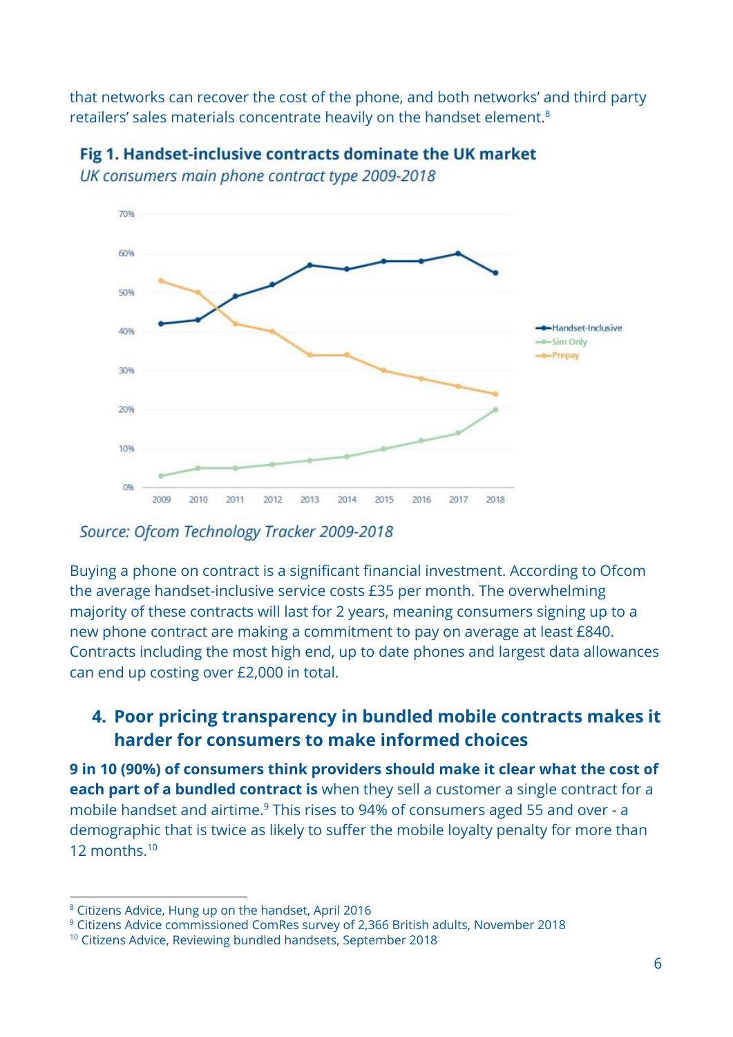that networks can recover the cost of the phone, and both networks' and third party retailers' sales materials concentrate heavily on the handset element.[8]

**Fig 1. Handset-inclusive contracts dominate the UK market**

*UK consumers main phone contract type 2009-2018*

*Source: Ofcom Technology Tracker 2009-2018*

Buying a phone on contract is a significant financial investment. According to Ofcom the average handset-inclusive service costs £35 per month. The overwhelming majority of these contracts will last for 2 years, meaning consumers signing up to a new phone contract are making a commitment to pay on average at least £840. Contracts including the most high end, up to date phones and largest data allowances can end up costing over £2,000 in total.

## 4. Poor pricing transparency in bundled mobile contracts makes it harder for consumers to make informed choices

**9 in 10 (90%) of consumers think providers should make it clear what the cost of each part of a bundled contract is** when they sell a customer a single contract for a mobile handset and airtime.[9] This rises to 94% of consumers aged 55 and over - a demographic that is twice as likely to suffer the mobile loyalty penalty for more than 12 months.[10]

---

[8] Citizens Advice, Hung up on the handset, April 2016

[9] Citizens Advice commissioned ComRes survey of 2,366 British adults, November 2018

[10] Citizens Advice, Reviewing bundled handsets, September 2018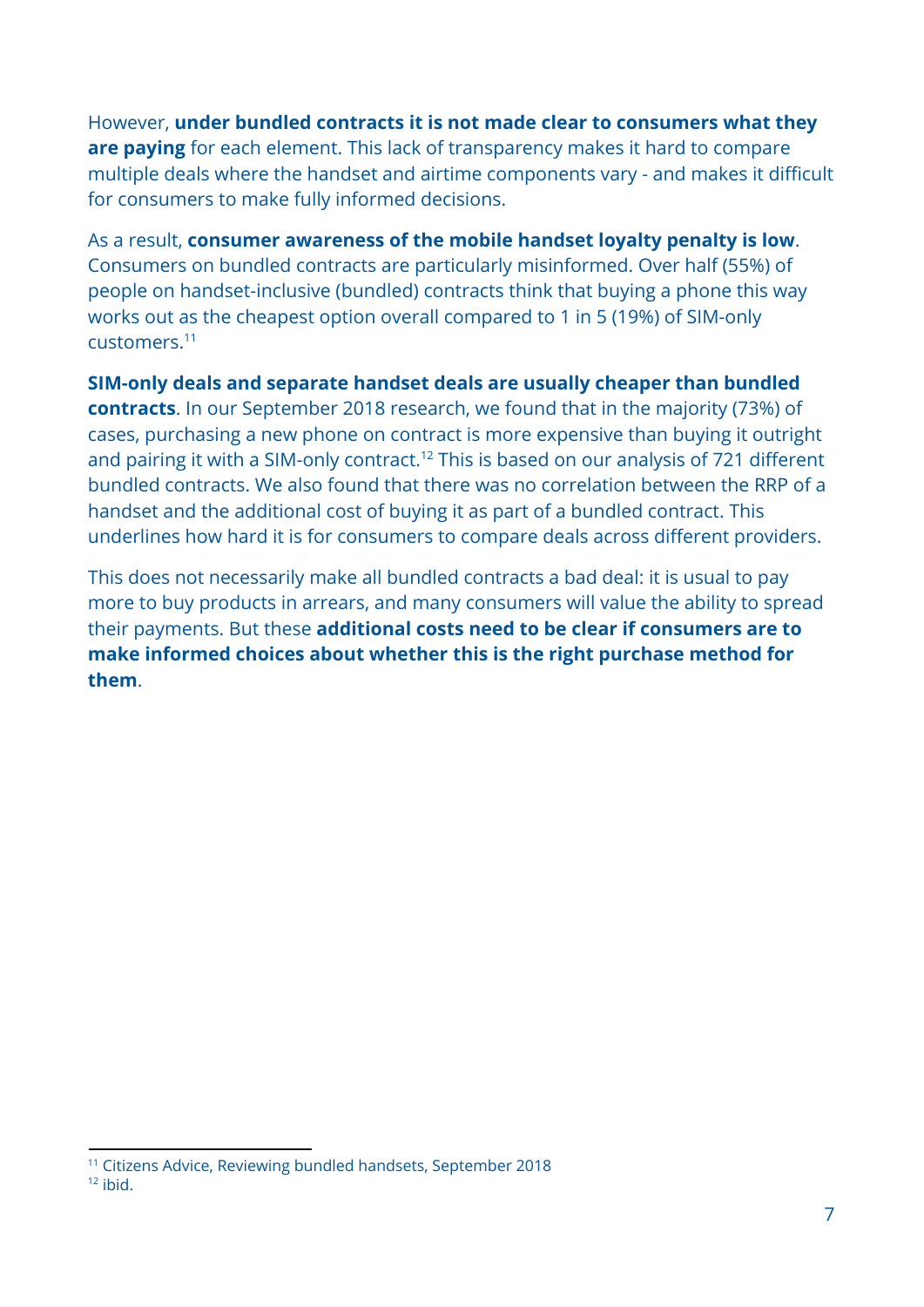However, **under bundled contracts it is not made clear to consumers what they are paying** for each element. This lack of transparency makes it hard to compare multiple deals where the handset and airtime components vary - and makes it difficult for consumers to make fully informed decisions.

As a result, **consumer awareness of the mobile handset loyalty penalty is low**. Consumers on bundled contracts are particularly misinformed. Over half (55%) of people on handset-inclusive (bundled) contracts think that buying a phone this way works out as the cheapest option overall compared to 1 in 5 (19%) of SIM-only customers.[11]

**SIM-only deals and separate handset deals are usually cheaper than bundled contracts**. In our September 2018 research, we found that in the majority (73%) of cases, purchasing a new phone on contract is more expensive than buying it outright and pairing it with a SIM-only contract.[12] This is based on our analysis of 721 different bundled contracts. We also found that there was no correlation between the RRP of a handset and the additional cost of buying it as part of a bundled contract. This underlines how hard it is for consumers to compare deals across different providers.

This does not necessarily make all bundled contracts a bad deal: it is usual to pay more to buy products in arrears, and many consumers will value the ability to spread their payments. But these **additional costs need to be clear if consumers are to make informed choices about whether this is the right purchase method for them**.

[11] Citizens Advice, Reviewing bundled handsets, September 2018
[12] ibid.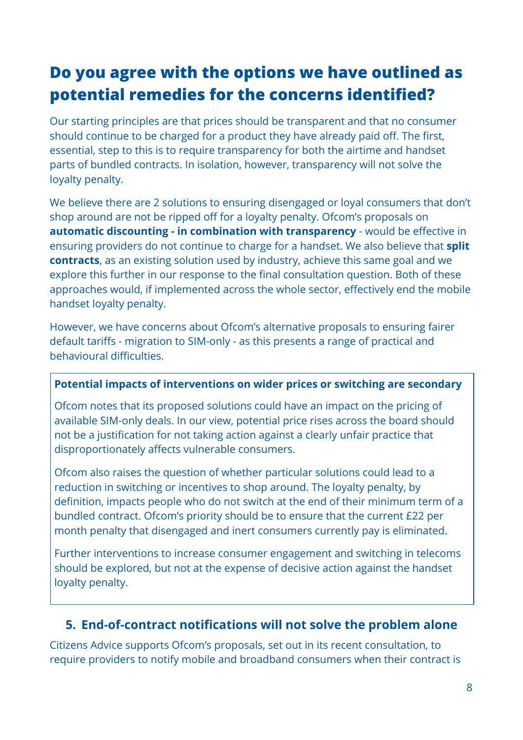# Do you agree with the options we have outlined as potential remedies for the concerns identified?

Our starting principles are that prices should be transparent and that no consumer should continue to be charged for a product they have already paid off. The first, essential, step to this is to require transparency for both the airtime and handset parts of bundled contracts. In isolation, however, transparency will not solve the loyalty penalty.

We believe there are 2 solutions to ensuring disengaged or loyal consumers that don't shop around are not be ripped off for a loyalty penalty. Ofcom's proposals on **automatic discounting - in combination with transparency** - would be effective in ensuring providers do not continue to charge for a handset. We also believe that **split contracts**, as an existing solution used by industry, achieve this same goal and we explore this further in our response to the final consultation question. Both of these approaches would, if implemented across the whole sector, effectively end the mobile handset loyalty penalty.

However, we have concerns about Ofcom's alternative proposals to ensuring fairer default tariffs - migration to SIM-only - as this presents a range of practical and behavioural difficulties.

> **Potential impacts of interventions on wider prices or switching are secondary**
>
> Ofcom notes that its proposed solutions could have an impact on the pricing of available SIM-only deals. In our view, potential price rises across the board should not be a justification for not taking action against a clearly unfair practice that disproportionately affects vulnerable consumers.
>
> Ofcom also raises the question of whether particular solutions could lead to a reduction in switching or incentives to shop around. The loyalty penalty, by definition, impacts people who do not switch at the end of their minimum term of a bundled contract. Ofcom's priority should be to ensure that the current £22 per month penalty that disengaged and inert consumers currently pay is eliminated.
>
> Further interventions to increase consumer engagement and switching in telecoms should be explored, but not at the expense of decisive action against the handset loyalty penalty.

## 5. End-of-contract notifications will not solve the problem alone

Citizens Advice supports Ofcom's proposals, set out in its recent consultation, to require providers to notify mobile and broadband consumers when their contract is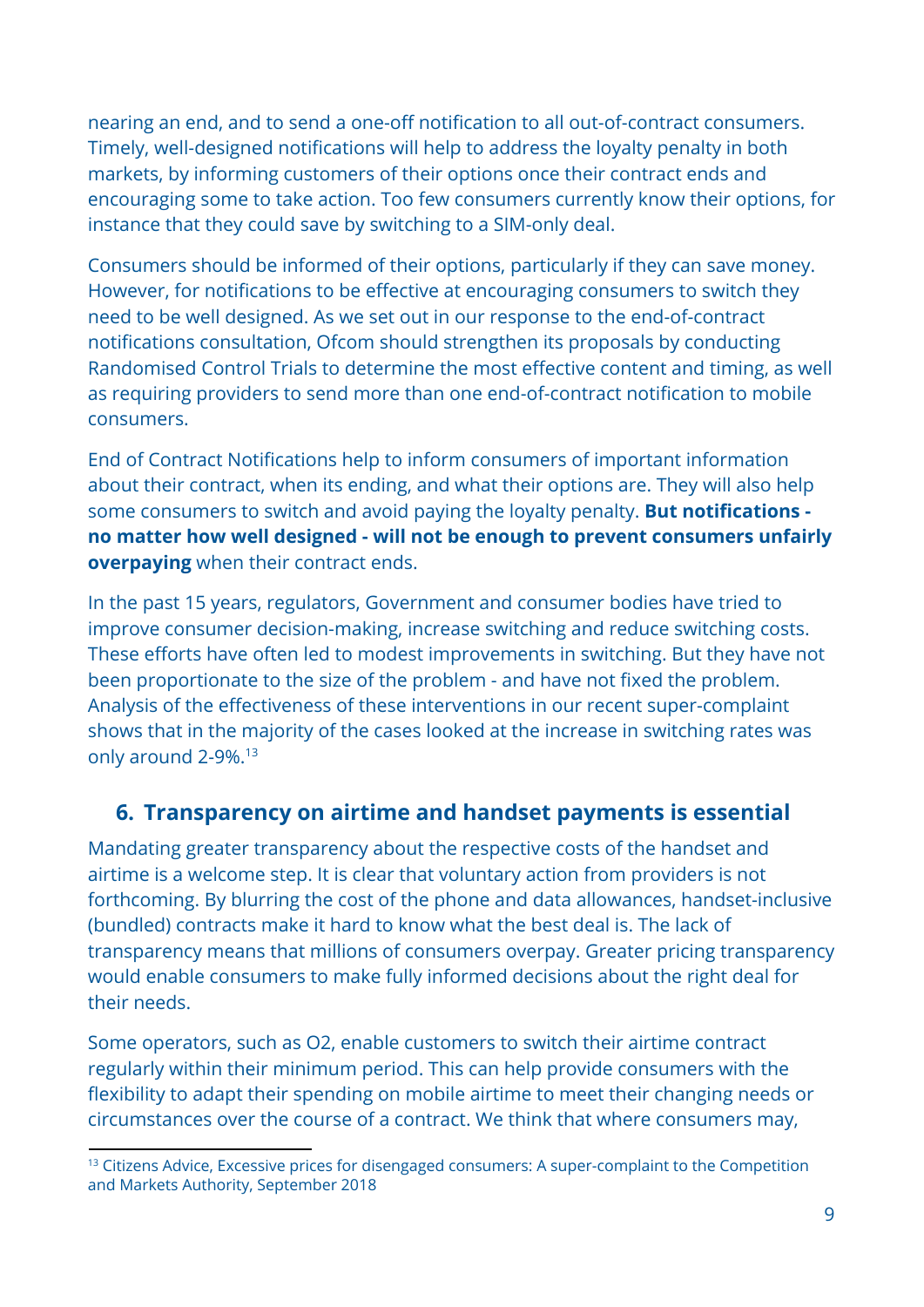nearing an end, and to send a one-off notification to all out-of-contract consumers. Timely, well-designed notifications will help to address the loyalty penalty in both markets, by informing customers of their options once their contract ends and encouraging some to take action. Too few consumers currently know their options, for instance that they could save by switching to a SIM-only deal.

Consumers should be informed of their options, particularly if they can save money. However, for notifications to be effective at encouraging consumers to switch they need to be well designed. As we set out in our response to the end-of-contract notifications consultation, Ofcom should strengthen its proposals by conducting Randomised Control Trials to determine the most effective content and timing, as well as requiring providers to send more than one end-of-contract notification to mobile consumers.

End of Contract Notifications help to inform consumers of important information about their contract, when its ending, and what their options are. They will also help some consumers to switch and avoid paying the loyalty penalty. **But notifications - no matter how well designed - will not be enough to prevent consumers unfairly overpaying** when their contract ends.

In the past 15 years, regulators, Government and consumer bodies have tried to improve consumer decision-making, increase switching and reduce switching costs. These efforts have often led to modest improvements in switching. But they have not been proportionate to the size of the problem - and have not fixed the problem. Analysis of the effectiveness of these interventions in our recent super-complaint shows that in the majority of the cases looked at the increase in switching rates was only around 2-9%.[13]

## 6. Transparency on airtime and handset payments is essential

Mandating greater transparency about the respective costs of the handset and airtime is a welcome step. It is clear that voluntary action from providers is not forthcoming. By blurring the cost of the phone and data allowances, handset-inclusive (bundled) contracts make it hard to know what the best deal is. The lack of transparency means that millions of consumers overpay. Greater pricing transparency would enable consumers to make fully informed decisions about the right deal for their needs.

Some operators, such as O2, enable customers to switch their airtime contract regularly within their minimum period. This can help provide consumers with the flexibility to adapt their spending on mobile airtime to meet their changing needs or circumstances over the course of a contract. We think that where consumers may,

[13] Citizens Advice, Excessive prices for disengaged consumers: A super-complaint to the Competition and Markets Authority, September 2018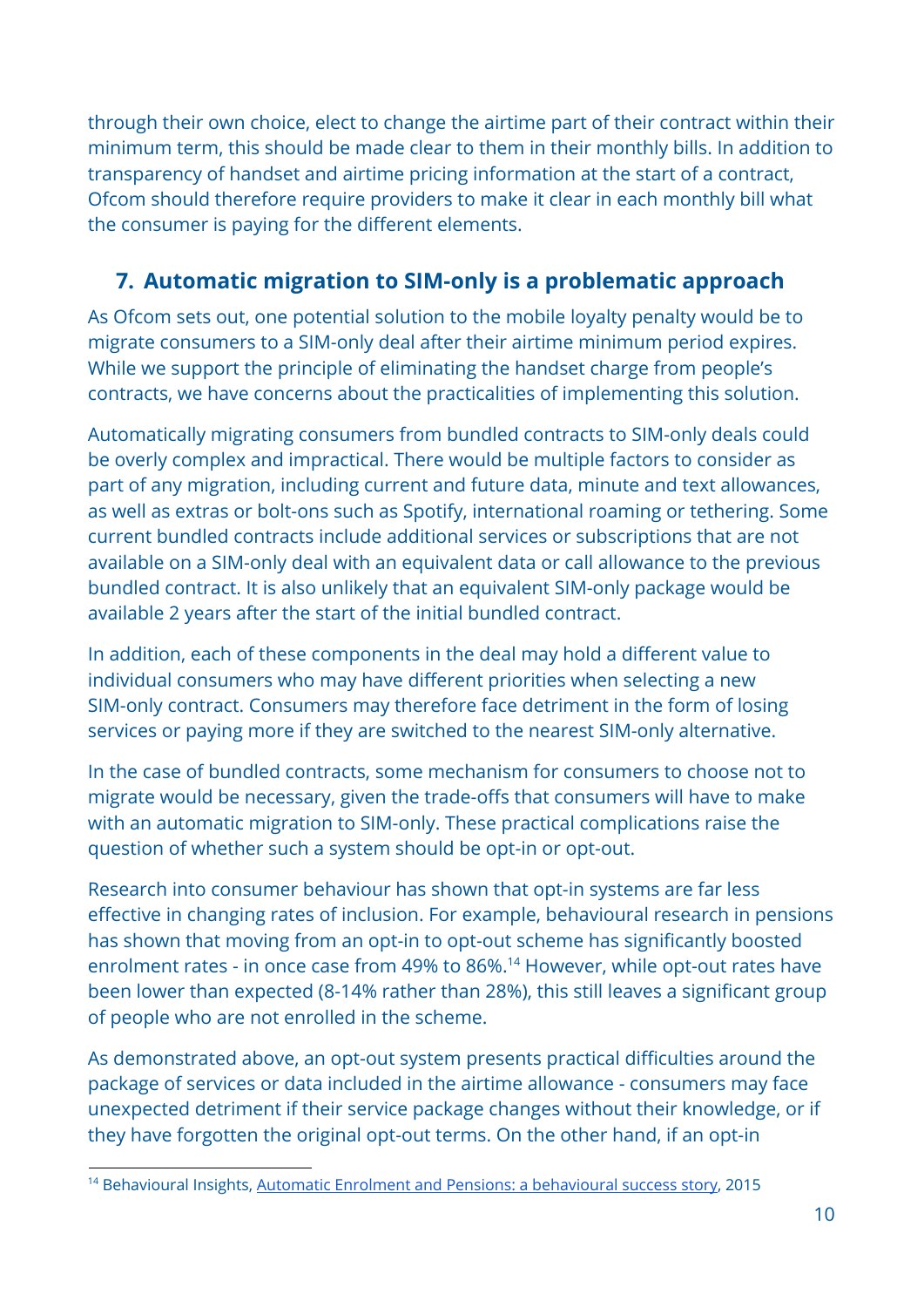through their own choice, elect to change the airtime part of their contract within their minimum term, this should be made clear to them in their monthly bills. In addition to transparency of handset and airtime pricing information at the start of a contract, Ofcom should therefore require providers to make it clear in each monthly bill what the consumer is paying for the different elements.

## 7. Automatic migration to SIM-only is a problematic approach

As Ofcom sets out, one potential solution to the mobile loyalty penalty would be to migrate consumers to a SIM-only deal after their airtime minimum period expires. While we support the principle of eliminating the handset charge from people's contracts, we have concerns about the practicalities of implementing this solution.

Automatically migrating consumers from bundled contracts to SIM-only deals could be overly complex and impractical. There would be multiple factors to consider as part of any migration, including current and future data, minute and text allowances, as well as extras or bolt-ons such as Spotify, international roaming or tethering. Some current bundled contracts include additional services or subscriptions that are not available on a SIM-only deal with an equivalent data or call allowance to the previous bundled contract. It is also unlikely that an equivalent SIM-only package would be available 2 years after the start of the initial bundled contract.

In addition, each of these components in the deal may hold a different value to individual consumers who may have different priorities when selecting a new SIM-only contract. Consumers may therefore face detriment in the form of losing services or paying more if they are switched to the nearest SIM-only alternative.

In the case of bundled contracts, some mechanism for consumers to choose not to migrate would be necessary, given the trade-offs that consumers will have to make with an automatic migration to SIM-only. These practical complications raise the question of whether such a system should be opt-in or opt-out.

Research into consumer behaviour has shown that opt-in systems are far less effective in changing rates of inclusion. For example, behavioural research in pensions has shown that moving from an opt-in to opt-out scheme has significantly boosted enrolment rates - in once case from 49% to 86%.[14] However, while opt-out rates have been lower than expected (8-14% rather than 28%), this still leaves a significant group of people who are not enrolled in the scheme.

As demonstrated above, an opt-out system presents practical difficulties around the package of services or data included in the airtime allowance - consumers may face unexpected detriment if their service package changes without their knowledge, or if they have forgotten the original opt-out terms. On the other hand, if an opt-in

[14] Behavioural Insights, Automatic Enrolment and Pensions: a behavioural success story, 2015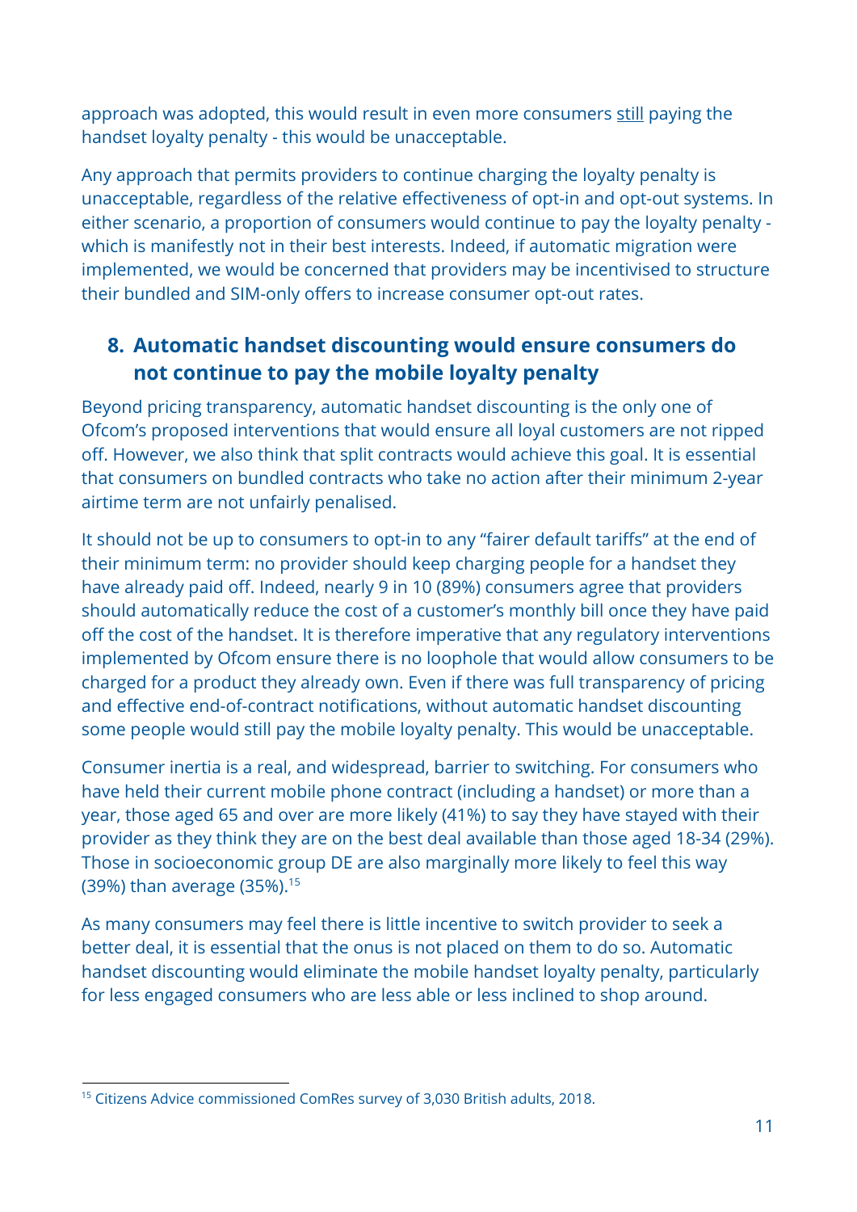approach was adopted, this would result in even more consumers still paying the handset loyalty penalty - this would be unacceptable.

Any approach that permits providers to continue charging the loyalty penalty is unacceptable, regardless of the relative effectiveness of opt-in and opt-out systems. In either scenario, a proportion of consumers would continue to pay the loyalty penalty - which is manifestly not in their best interests. Indeed, if automatic migration were implemented, we would be concerned that providers may be incentivised to structure their bundled and SIM-only offers to increase consumer opt-out rates.

## 8. Automatic handset discounting would ensure consumers do not continue to pay the mobile loyalty penalty

Beyond pricing transparency, automatic handset discounting is the only one of Ofcom's proposed interventions that would ensure all loyal customers are not ripped off. However, we also think that split contracts would achieve this goal. It is essential that consumers on bundled contracts who take no action after their minimum 2-year airtime term are not unfairly penalised.

It should not be up to consumers to opt-in to any "fairer default tariffs" at the end of their minimum term: no provider should keep charging people for a handset they have already paid off. Indeed, nearly 9 in 10 (89%) consumers agree that providers should automatically reduce the cost of a customer's monthly bill once they have paid off the cost of the handset. It is therefore imperative that any regulatory interventions implemented by Ofcom ensure there is no loophole that would allow consumers to be charged for a product they already own. Even if there was full transparency of pricing and effective end-of-contract notifications, without automatic handset discounting some people would still pay the mobile loyalty penalty. This would be unacceptable.

Consumer inertia is a real, and widespread, barrier to switching. For consumers who have held their current mobile phone contract (including a handset) or more than a year, those aged 65 and over are more likely (41%) to say they have stayed with their provider as they think they are on the best deal available than those aged 18-34 (29%). Those in socioeconomic group DE are also marginally more likely to feel this way (39%) than average (35%).[15]

As many consumers may feel there is little incentive to switch provider to seek a better deal, it is essential that the onus is not placed on them to do so. Automatic handset discounting would eliminate the mobile handset loyalty penalty, particularly for less engaged consumers who are less able or less inclined to shop around.

[15] Citizens Advice commissioned ComRes survey of 3,030 British adults, 2018.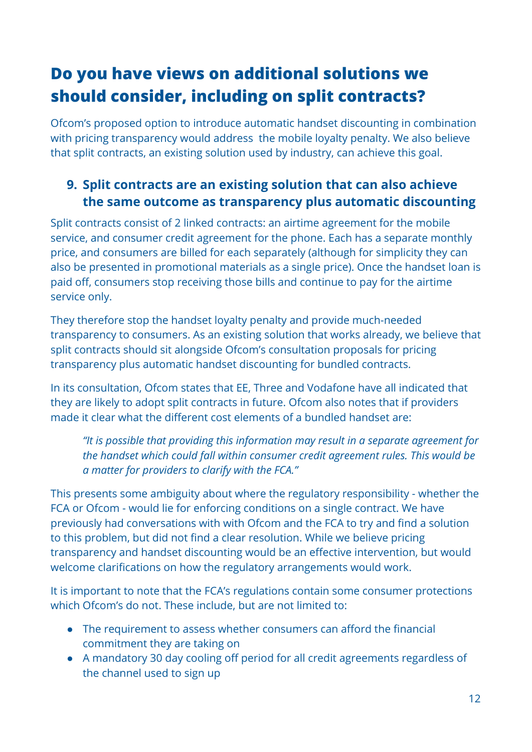# Do you have views on additional solutions we should consider, including on split contracts?

Ofcom's proposed option to introduce automatic handset discounting in combination with pricing transparency would address the mobile loyalty penalty. We also believe that split contracts, an existing solution used by industry, can achieve this goal.

## 9. Split contracts are an existing solution that can also achieve the same outcome as transparency plus automatic discounting

Split contracts consist of 2 linked contracts: an airtime agreement for the mobile service, and consumer credit agreement for the phone. Each has a separate monthly price, and consumers are billed for each separately (although for simplicity they can also be presented in promotional materials as a single price). Once the handset loan is paid off, consumers stop receiving those bills and continue to pay for the airtime service only.

They therefore stop the handset loyalty penalty and provide much-needed transparency to consumers. As an existing solution that works already, we believe that split contracts should sit alongside Ofcom's consultation proposals for pricing transparency plus automatic handset discounting for bundled contracts.

In its consultation, Ofcom states that EE, Three and Vodafone have all indicated that they are likely to adopt split contracts in future. Ofcom also notes that if providers made it clear what the different cost elements of a bundled handset are:

> *"It is possible that providing this information may result in a separate agreement for the handset which could fall within consumer credit agreement rules. This would be a matter for providers to clarify with the FCA."*

This presents some ambiguity about where the regulatory responsibility - whether the FCA or Ofcom - would lie for enforcing conditions on a single contract. We have previously had conversations with with Ofcom and the FCA to try and find a solution to this problem, but did not find a clear resolution. While we believe pricing transparency and handset discounting would be an effective intervention, but would welcome clarifications on how the regulatory arrangements would work.

It is important to note that the FCA's regulations contain some consumer protections which Ofcom's do not. These include, but are not limited to:

- The requirement to assess whether consumers can afford the financial commitment they are taking on
- A mandatory 30 day cooling off period for all credit agreements regardless of the channel used to sign up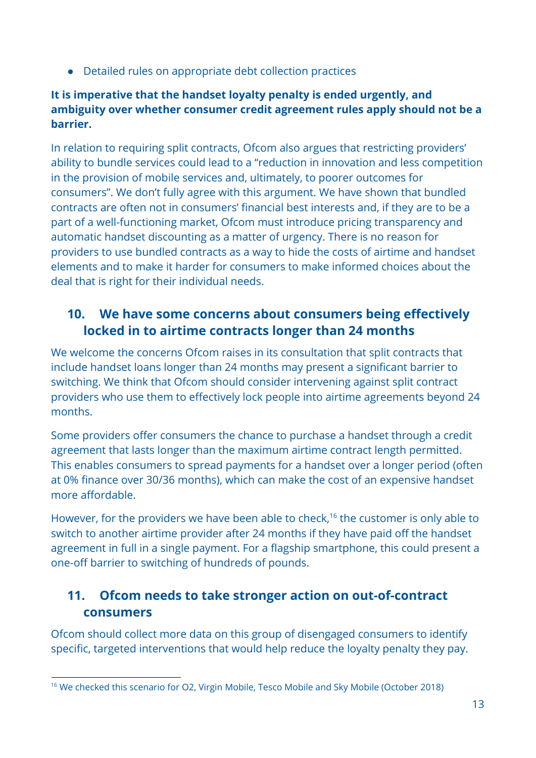- Detailed rules on appropriate debt collection practices

**It is imperative that the handset loyalty penalty is ended urgently, and ambiguity over whether consumer credit agreement rules apply should not be a barrier.**

In relation to requiring split contracts, Ofcom also argues that restricting providers' ability to bundle services could lead to a "reduction in innovation and less competition in the provision of mobile services and, ultimately, to poorer outcomes for consumers". We don't fully agree with this argument. We have shown that bundled contracts are often not in consumers' financial best interests and, if they are to be a part of a well-functioning market, Ofcom must introduce pricing transparency and automatic handset discounting as a matter of urgency. There is no reason for providers to use bundled contracts as a way to hide the costs of airtime and handset elements and to make it harder for consumers to make informed choices about the deal that is right for their individual needs.

## 10. We have some concerns about consumers being effectively locked in to airtime contracts longer than 24 months

We welcome the concerns Ofcom raises in its consultation that split contracts that include handset loans longer than 24 months may present a significant barrier to switching. We think that Ofcom should consider intervening against split contract providers who use them to effectively lock people into airtime agreements beyond 24 months.

Some providers offer consumers the chance to purchase a handset through a credit agreement that lasts longer than the maximum airtime contract length permitted. This enables consumers to spread payments for a handset over a longer period (often at 0% finance over 30/36 months), which can make the cost of an expensive handset more affordable.

However, for the providers we have been able to check,[16] the customer is only able to switch to another airtime provider after 24 months if they have paid off the handset agreement in full in a single payment. For a flagship smartphone, this could present a one-off barrier to switching of hundreds of pounds.

## 11. Ofcom needs to take stronger action on out-of-contract consumers

Ofcom should collect more data on this group of disengaged consumers to identify specific, targeted interventions that would help reduce the loyalty penalty they pay.

[16] We checked this scenario for O2, Virgin Mobile, Tesco Mobile and Sky Mobile (October 2018)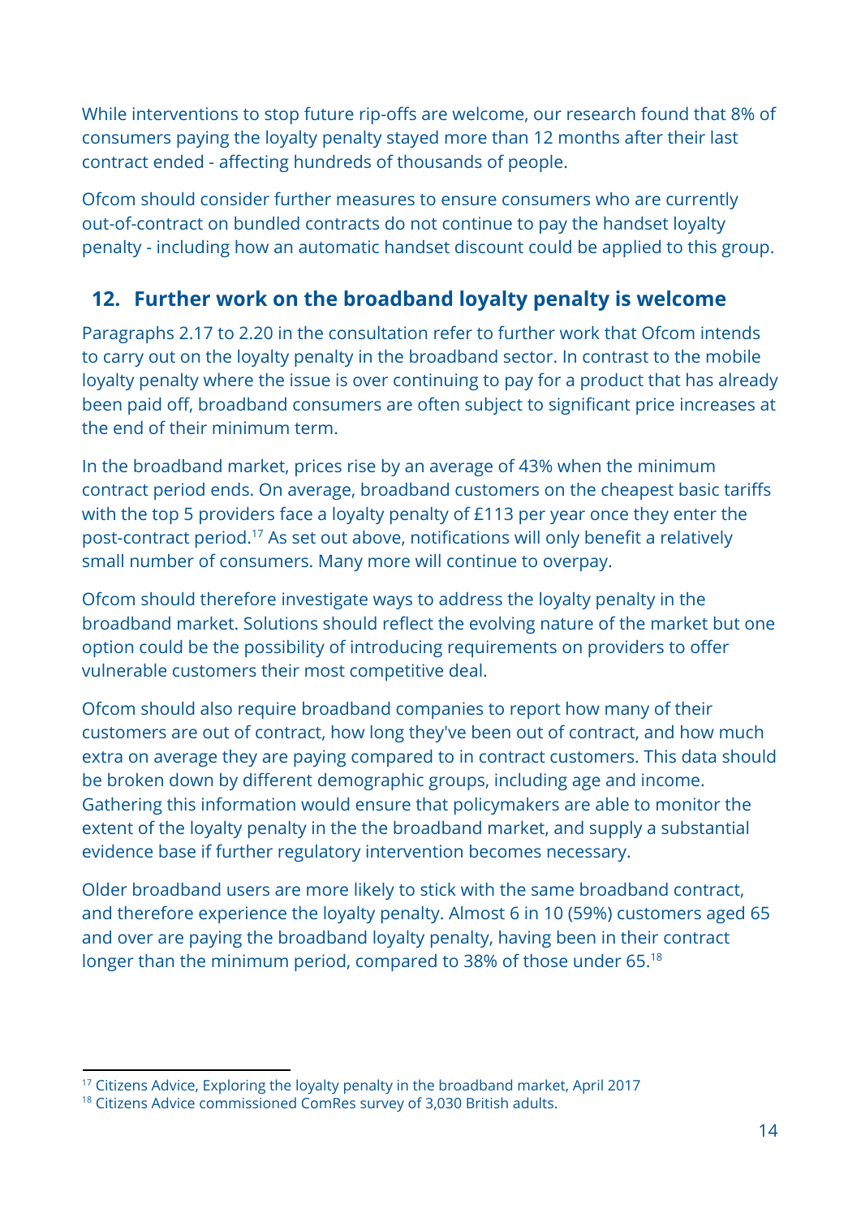While interventions to stop future rip-offs are welcome, our research found that 8% of consumers paying the loyalty penalty stayed more than 12 months after their last contract ended - affecting hundreds of thousands of people.

Ofcom should consider further measures to ensure consumers who are currently out-of-contract on bundled contracts do not continue to pay the handset loyalty penalty - including how an automatic handset discount could be applied to this group.

## 12. Further work on the broadband loyalty penalty is welcome

Paragraphs 2.17 to 2.20 in the consultation refer to further work that Ofcom intends to carry out on the loyalty penalty in the broadband sector. In contrast to the mobile loyalty penalty where the issue is over continuing to pay for a product that has already been paid off, broadband consumers are often subject to significant price increases at the end of their minimum term.

In the broadband market, prices rise by an average of 43% when the minimum contract period ends. On average, broadband customers on the cheapest basic tariffs with the top 5 providers face a loyalty penalty of £113 per year once they enter the post-contract period.[17] As set out above, notifications will only benefit a relatively small number of consumers. Many more will continue to overpay.

Ofcom should therefore investigate ways to address the loyalty penalty in the broadband market. Solutions should reflect the evolving nature of the market but one option could be the possibility of introducing requirements on providers to offer vulnerable customers their most competitive deal.

Ofcom should also require broadband companies to report how many of their customers are out of contract, how long they've been out of contract, and how much extra on average they are paying compared to in contract customers. This data should be broken down by different demographic groups, including age and income. Gathering this information would ensure that policymakers are able to monitor the extent of the loyalty penalty in the the broadband market, and supply a substantial evidence base if further regulatory intervention becomes necessary.

Older broadband users are more likely to stick with the same broadband contract, and therefore experience the loyalty penalty. Almost 6 in 10 (59%) customers aged 65 and over are paying the broadband loyalty penalty, having been in their contract longer than the minimum period, compared to 38% of those under 65.[18]

---

[17] Citizens Advice, Exploring the loyalty penalty in the broadband market, April 2017

[18] Citizens Advice commissioned ComRes survey of 3,030 British adults.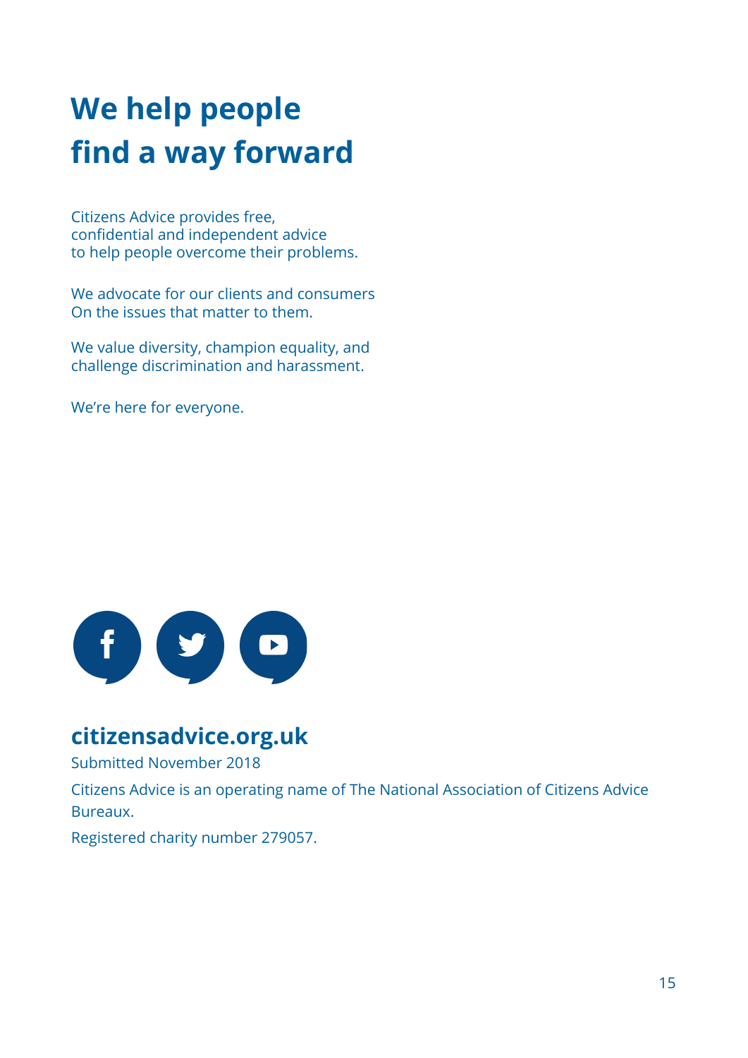# We help people find a way forward

Citizens Advice provides free, confidential and independent advice to help people overcome their problems.

We advocate for our clients and consumers On the issues that matter to them.

We value diversity, champion equality, and challenge discrimination and harassment.

We're here for everyone.

**citizensadvice.org.uk**

Submitted November 2018

Citizens Advice is an operating name of The National Association of Citizens Advice Bureaux.

Registered charity number 279057.